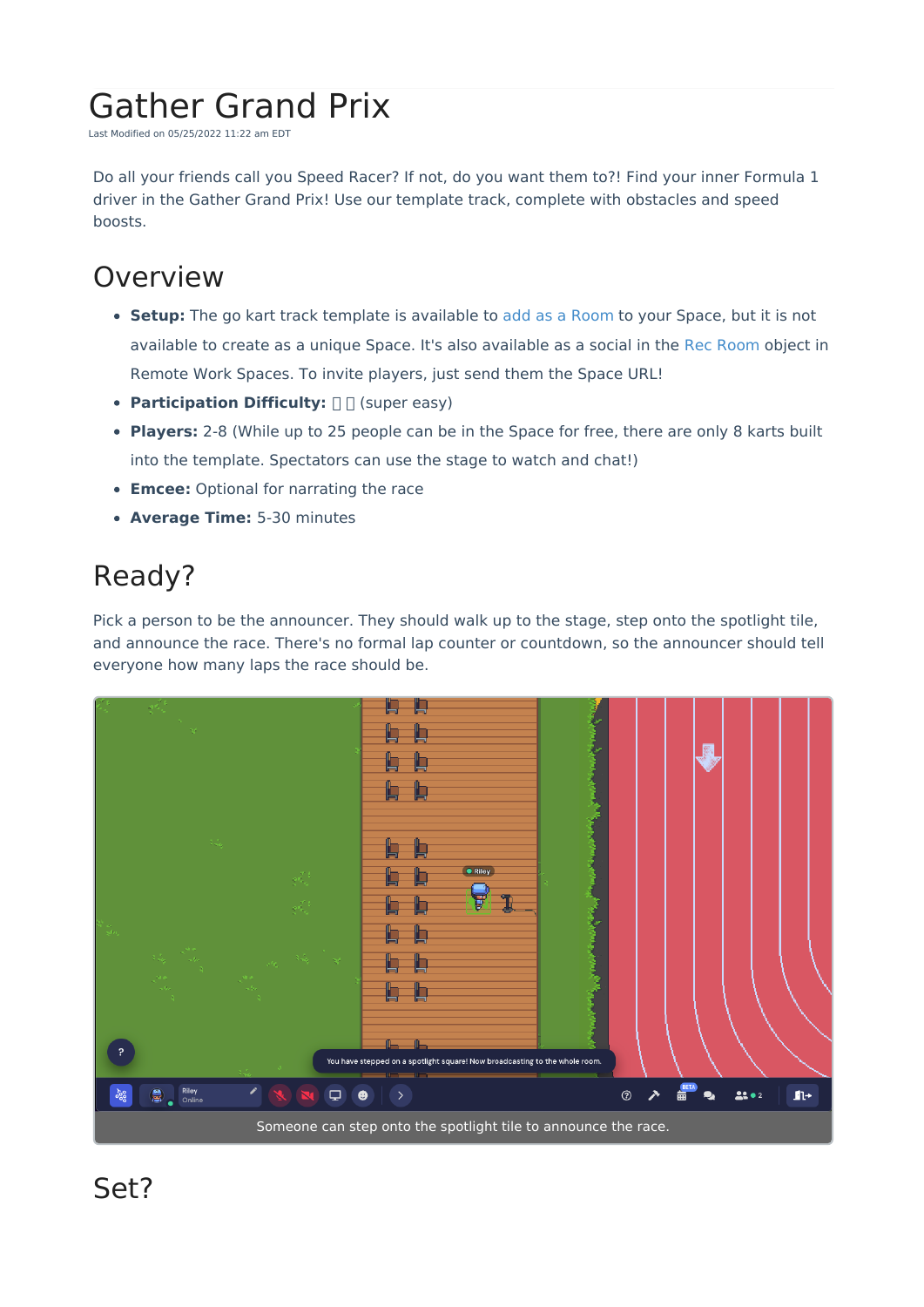# Gather Grand Prix

Last Modified on 05/25/2022 11:22 am EDT

Do all your friends call you Speed Racer? If not, do you want them to?! Find your inner Formula 1 driver in the Gather Grand Prix! Use our template track, complete with obstacles and speed boosts.

## Overview

- **Setup:** The go kart track template is available to add as a Room to your Space, but it is not available to create as a unique Space. It's also available as a social in the Rec Room object in Remote Work Spaces. To invite players, just send them the Space URL!
- **Participation Difficulty:** 🟩 🟩 (super easy)
- **Players:** 2-8 (While up to 25 people can be in the Space for free, there are only 8 karts built into the template. Spectators can use the stage to watch and chat!)
- **Emcee:** Optional for narrating the race
- **Average Time:** 5-30 minutes

## Ready?

Pick a person to be the announcer. They should walk up to the stage, step onto the spotlight tile, and announce the race. There's no formal lap counter or countdown, so the announcer should tell everyone how many laps the race should be.

Someone can step onto the spotlight tile to announce the race.

## Set?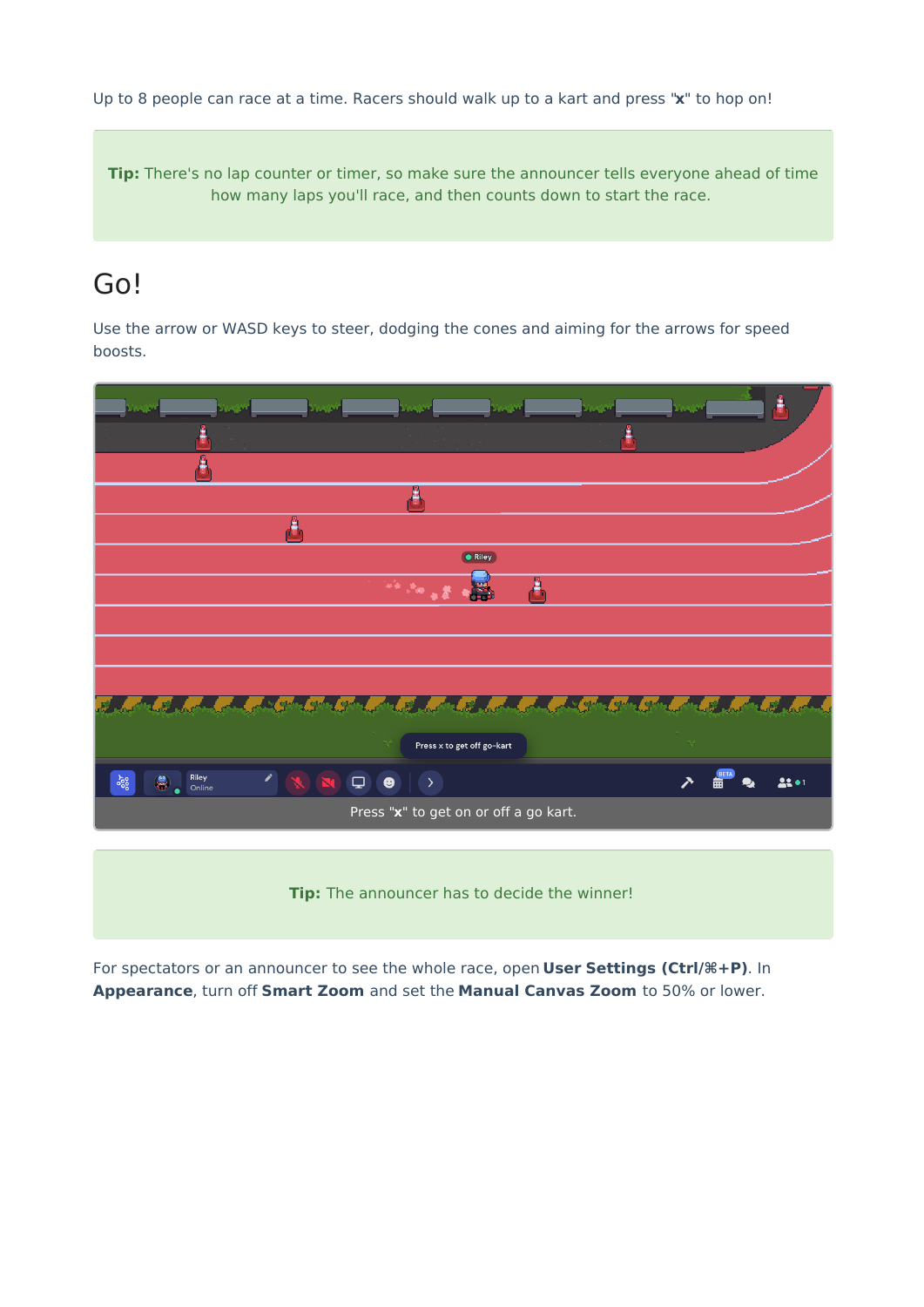Up to 8 people can race at a time. Racers should walk up to a kart and press "**x**" to hop on!

> **Tip:** There's no lap counter or timer, so make sure the announcer tells everyone ahead of time how many laps you'll race, and then counts down to start the race.

# Go!

Use the arrow or WASD keys to steer, dodging the cones and aiming for the arrows for speed boosts.

Press "**x**" to get on or off a go kart.

> **Tip:** The announcer has to decide the winner!

For spectators or an announcer to see the whole race, open **User Settings (Ctrl/⌘+P)**. In **Appearance**, turn off **Smart Zoom** and set the **Manual Canvas Zoom** to 50% or lower.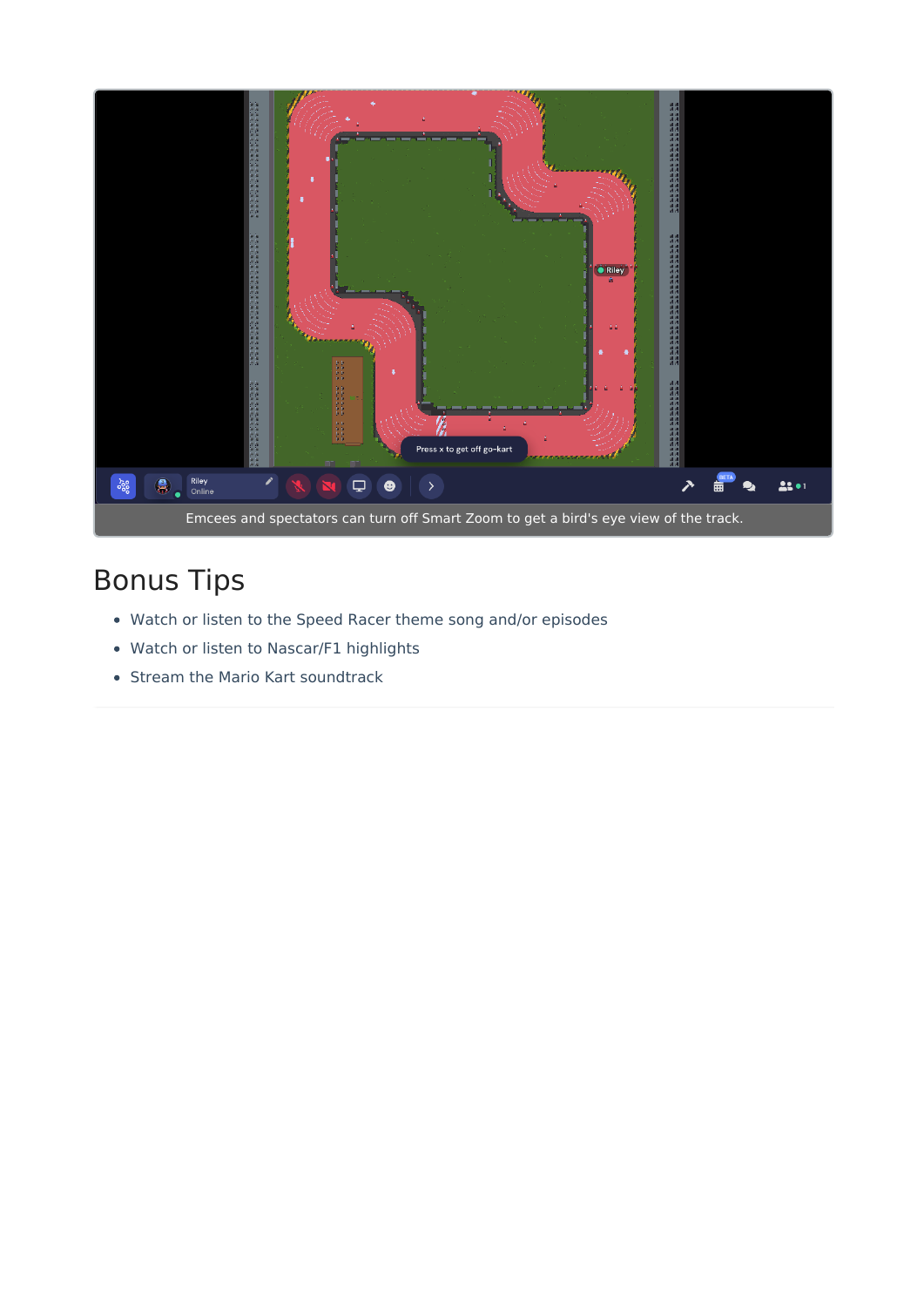Emcees and spectators can turn off Smart Zoom to get a bird's eye view of the track.

## Bonus Tips

- Watch or listen to the Speed Racer theme song and/or episodes
- Watch or listen to Nascar/F1 highlights
- Stream the Mario Kart soundtrack